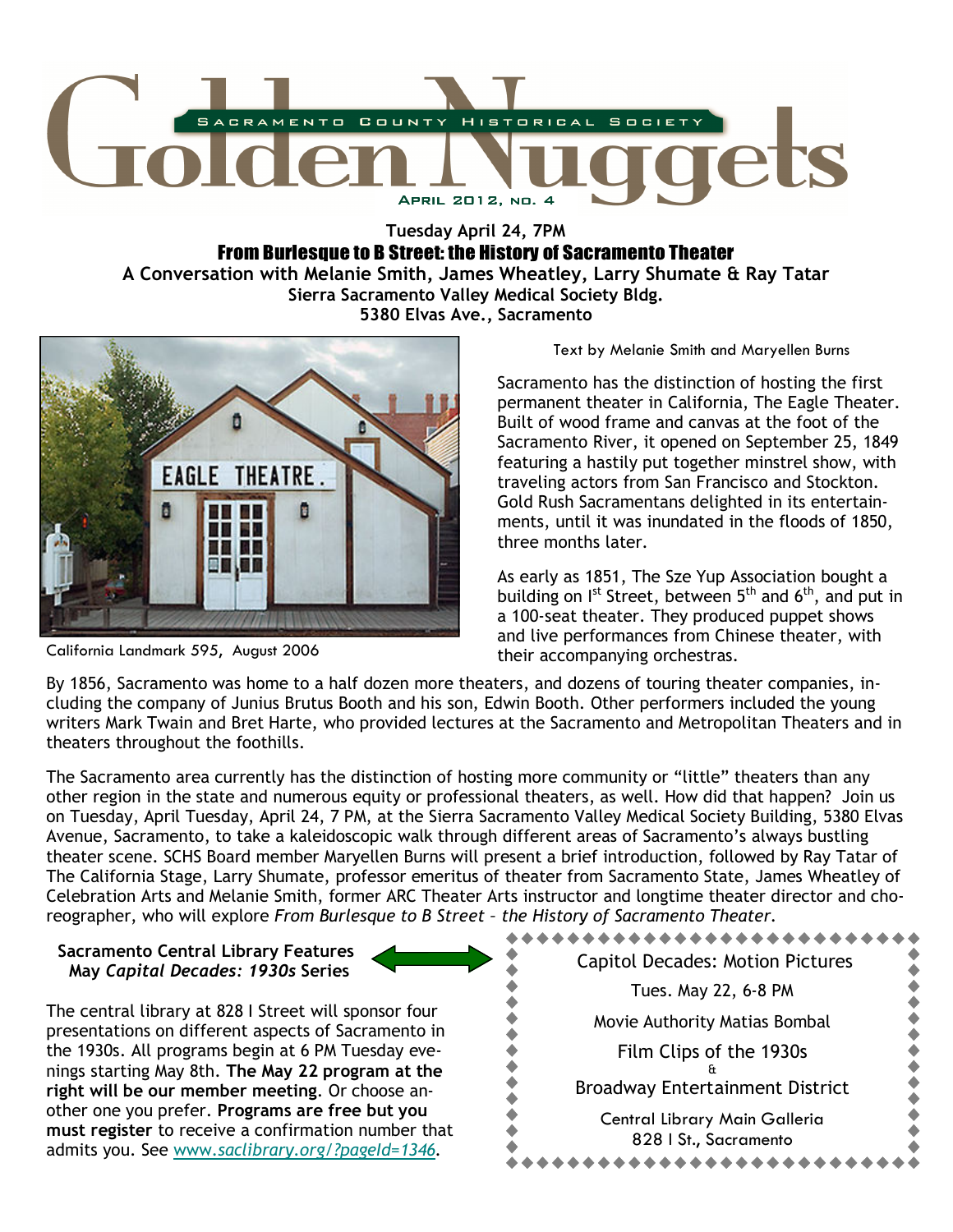# Golden Nuggets

SACRAMENTO COUNTY HISTORICAL SOCIETY

APRIL 2012, NO. 4

**Tuesday April 24, 7PM**

## From Burlesque to B Street: the History of Sacramento Theater

**A Conversation with Melanie Smith, James Wheatley, Larry Shumate & Ray Tatar**
**Sierra Sacramento Valley Medical Society Bldg.**
**5380 Elvas Ave., Sacramento**

California Landmark 595, August 2006

Text by Melanie Smith and Maryellen Burns

Sacramento has the distinction of hosting the first permanent theater in California, The Eagle Theater. Built of wood frame and canvas at the foot of the Sacramento River, it opened on September 25, 1849 featuring a hastily put together minstrel show, with traveling actors from San Francisco and Stockton. Gold Rush Sacramentans delighted in its entertainments, until it was inundated in the floods of 1850, three months later.

As early as 1851, The Sze Yup Association bought a building on I[st] Street, between 5[th] and 6[th], and put in a 100-seat theater. They produced puppet shows and live performances from Chinese theater, with their accompanying orchestras.

By 1856, Sacramento was home to a half dozen more theaters, and dozens of touring theater companies, including the company of Junius Brutus Booth and his son, Edwin Booth. Other performers included the young writers Mark Twain and Bret Harte, who provided lectures at the Sacramento and Metropolitan Theaters and in theaters throughout the foothills.

The Sacramento area currently has the distinction of hosting more community or "little" theaters than any other region in the state and numerous equity or professional theaters, as well. How did that happen? Join us on Tuesday, April Tuesday, April 24, 7 PM, at the Sierra Sacramento Valley Medical Society Building, 5380 Elvas Avenue, Sacramento, to take a kaleidoscopic walk through different areas of Sacramento's always bustling theater scene. SCHS Board member Maryellen Burns will present a brief introduction, followed by Ray Tatar of The California Stage, Larry Shumate, professor emeritus of theater from Sacramento State, James Wheatley of Celebration Arts and Melanie Smith, former ARC Theater Arts instructor and longtime theater director and choreographer, who will explore *From Burlesque to B Street – the History of Sacramento Theater.*

### Sacramento Central Library Features May *Capital Decades: 1930s* Series

The central library at 828 I Street will sponsor four presentations on different aspects of Sacramento in the 1930s. All programs begin at 6 PM Tuesday evenings starting May 8th. **The May 22 program at the right will be our member meeting**. Or choose another one you prefer. **Programs are free but you must register** to receive a confirmation number that admits you. See [www.saclibrary.org/?pageId=1346](www.saclibrary.org/?pageId=1346).

---

Capitol Decades: Motion Pictures

Tues. May 22, 6-8 PM

Movie Authority Matias Bombal

Film Clips of the 1930s
&
Broadway Entertainment District

Central Library Main Galleria
828 I St., Sacramento

---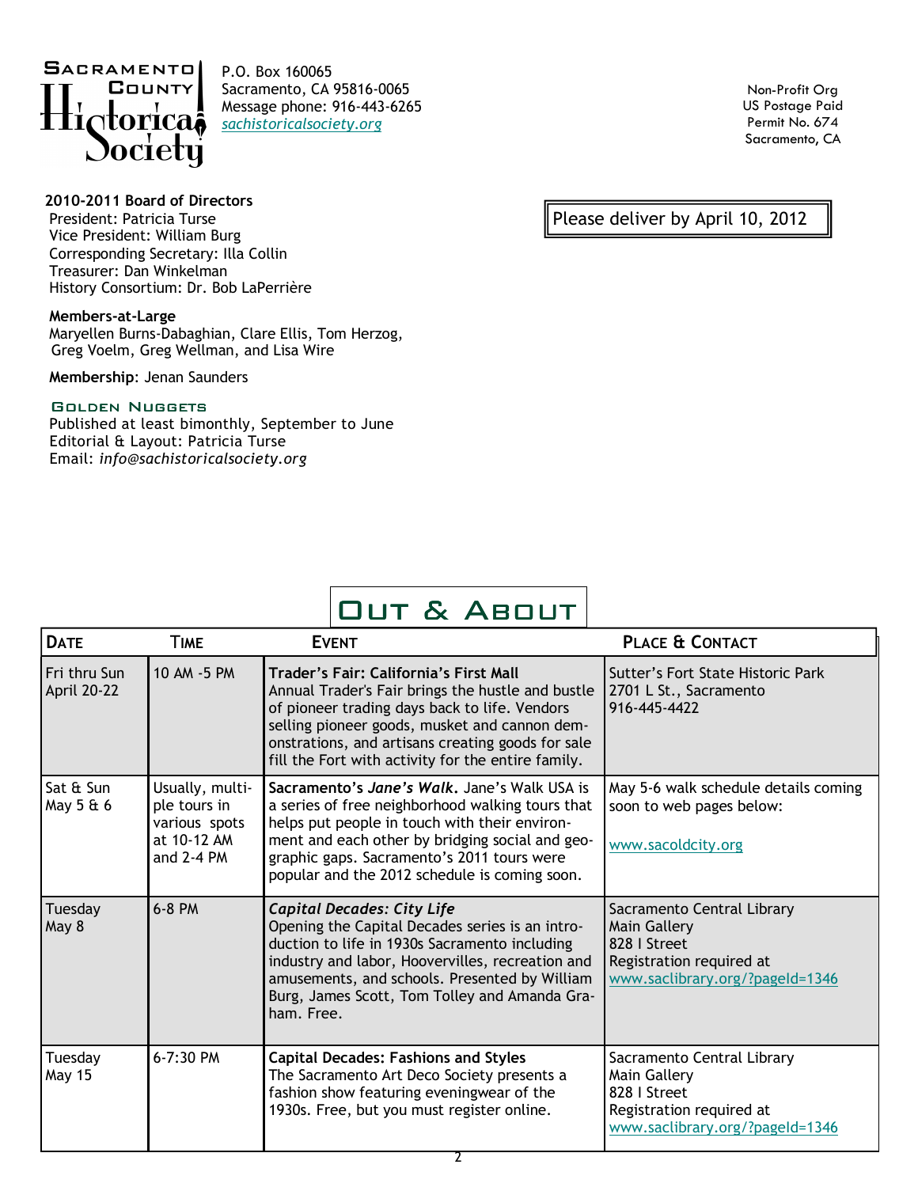Sacramento County Historical Society

P.O. Box 160065
Sacramento, CA 95816-0065
Message phone: 916-443-6265
sachistoricalsociety.org

Non-Profit Org
US Postage Paid
Permit No. 674
Sacramento, CA

**2010-2011 Board of Directors**
President: Patricia Turse
Vice President: William Burg
Corresponding Secretary: Illa Collin
Treasurer: Dan Winkelman
History Consortium: Dr. Bob LaPerrière

**Members-at-Large**
Maryellen Burns-Dabaghian, Clare Ellis, Tom Herzog, Greg Voelm, Greg Wellman, and Lisa Wire

**Membership**: Jenan Saunders

**Golden Nuggets**
Published at least bimonthly, September to June
Editorial & Layout: Patricia Turse
Email: *info@sachistoricalsociety.org*

Please deliver by April 10, 2012

# Out & About

| Date | Time | Event | Place & Contact |
|---|---|---|---|
| Fri thru Sun April 20-22 | 10 AM -5 PM | **Trader's Fair: California's First Mall** Annual Trader's Fair brings the hustle and bustle of pioneer trading days back to life. Vendors selling pioneer goods, musket and cannon demonstrations, and artisans creating goods for sale fill the Fort with activity for the entire family. | Sutter's Fort State Historic Park 2701 L St., Sacramento 916-445-4422 |
| Sat & Sun May 5 & 6 | Usually, multiple tours in various spots at 10-12 AM and 2-4 PM | **Sacramento's *Jane's Walk*.** Jane's Walk USA is a series of free neighborhood walking tours that helps put people in touch with their environment and each other by bridging social and geographic gaps. Sacramento's 2011 tours were popular and the 2012 schedule is coming soon. | May 5-6 walk schedule details coming soon to web pages below: www.sacoldcity.org |
| Tuesday May 8 | 6-8 PM | ***Capital Decades: City Life*** Opening the Capital Decades series is an introduction to life in 1930s Sacramento including industry and labor, Hoovervilles, recreation and amusements, and schools. Presented by William Burg, James Scott, Tom Tolley and Amanda Graham. Free. | Sacramento Central Library Main Gallery 828 I Street Registration required at www.saclibrary.org/?pageId=1346 |
| Tuesday May 15 | 6-7:30 PM | **Capital Decades: Fashions and Styles** The Sacramento Art Deco Society presents a fashion show featuring eveningwear of the 1930s. Free, but you must register online. | Sacramento Central Library Main Gallery 828 I Street Registration required at www.saclibrary.org/?pageId=1346 |